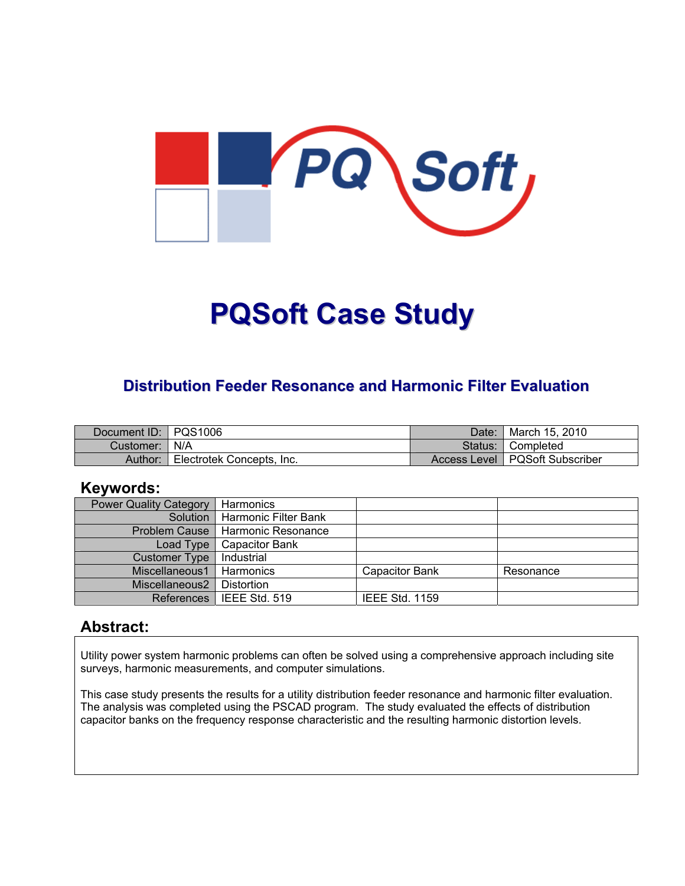# PQSoft Case Study

## Distribution Feeder Resonance and Harmonic Filter Evaluation

| | | | |
|---|---|---|---|
| Document ID: | PQS1006 | Date: | March 15, 2010 |
| Customer: | N/A | Status: | Completed |
| Author: | Electrotek Concepts, Inc. | Access Level | PQSoft Subscriber |

## Keywords:

| | | | |
|---|---|---|---|
| Power Quality Category | Harmonics | | |
| Solution | Harmonic Filter Bank | | |
| Problem Cause | Harmonic Resonance | | |
| Load Type | Capacitor Bank | | |
| Customer Type | Industrial | | |
| Miscellaneous1 | Harmonics | Capacitor Bank | Resonance |
| Miscellaneous2 | Distortion | | |
| References | IEEE Std. 519 | IEEE Std. 1159 | |

## Abstract:

Utility power system harmonic problems can often be solved using a comprehensive approach including site surveys, harmonic measurements, and computer simulations.

This case study presents the results for a utility distribution feeder resonance and harmonic filter evaluation. The analysis was completed using the PSCAD program. The study evaluated the effects of distribution capacitor banks on the frequency response characteristic and the resulting harmonic distortion levels.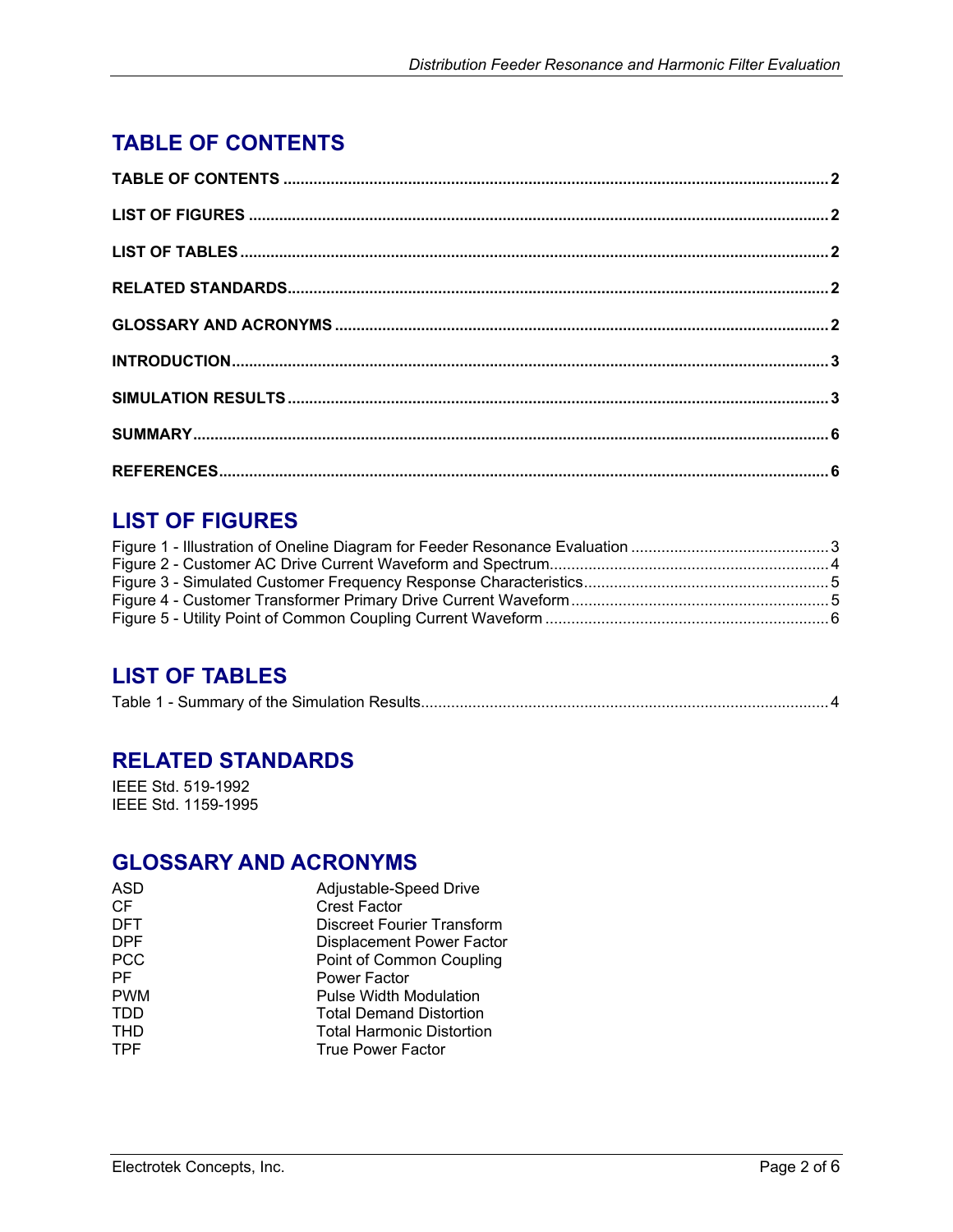# TABLE OF CONTENTS

**TABLE OF CONTENTS** .......... **2**

**LIST OF FIGURES** .......... **2**

**LIST OF TABLES** .......... **2**

**RELATED STANDARDS** .......... **2**

**GLOSSARY AND ACRONYMS** .......... **2**

**INTRODUCTION** .......... **3**

**SIMULATION RESULTS** .......... **3**

**SUMMARY** .......... **6**

**REFERENCES** .......... **6**

# LIST OF FIGURES

Figure 1 - Illustration of Oneline Diagram for Feeder Resonance Evaluation .......... 3
Figure 2 - Customer AC Drive Current Waveform and Spectrum .......... 4
Figure 3 - Simulated Customer Frequency Response Characteristics .......... 5
Figure 4 - Customer Transformer Primary Drive Current Waveform .......... 5
Figure 5 - Utility Point of Common Coupling Current Waveform .......... 6

# LIST OF TABLES

Table 1 - Summary of the Simulation Results .......... 4

# RELATED STANDARDS

IEEE Std. 519-1992
IEEE Std. 1159-1995

# GLOSSARY AND ACRONYMS

| | |
|---|---|
| ASD | Adjustable-Speed Drive |
| CF | Crest Factor |
| DFT | Discreet Fourier Transform |
| DPF | Displacement Power Factor |
| PCC | Point of Common Coupling |
| PF | Power Factor |
| PWM | Pulse Width Modulation |
| TDD | Total Demand Distortion |
| THD | Total Harmonic Distortion |
| TPF | True Power Factor |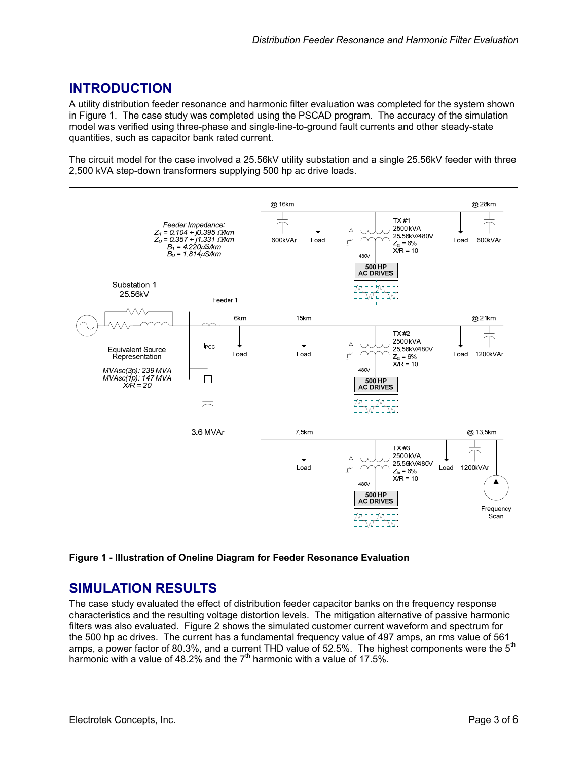## INTRODUCTION

A utility distribution feeder resonance and harmonic filter evaluation was completed for the system shown in Figure 1. The case study was completed using the PSCAD program. The accuracy of the simulation model was verified using three-phase and single-line-to-ground fault currents and other steady-state quantities, such as capacitor bank rated current.

The circuit model for the case involved a 25.56kV utility substation and a single 25.56kV feeder with three 2,500 kVA step-down transformers supplying 500 hp ac drive loads.

**Figure 1 - Illustration of Oneline Diagram for Feeder Resonance Evaluation**

## SIMULATION RESULTS

The case study evaluated the effect of distribution feeder capacitor banks on the frequency response characteristics and the resulting voltage distortion levels. The mitigation alternative of passive harmonic filters was also evaluated. Figure 2 shows the simulated customer current waveform and spectrum for the 500 hp ac drives. The current has a fundamental frequency value of 497 amps, an rms value of 561 amps, a power factor of 80.3%, and a current THD value of 52.5%. The highest components were the 5$^{th}$ harmonic with a value of 48.2% and the 7$^{th}$ harmonic with a value of 17.5%.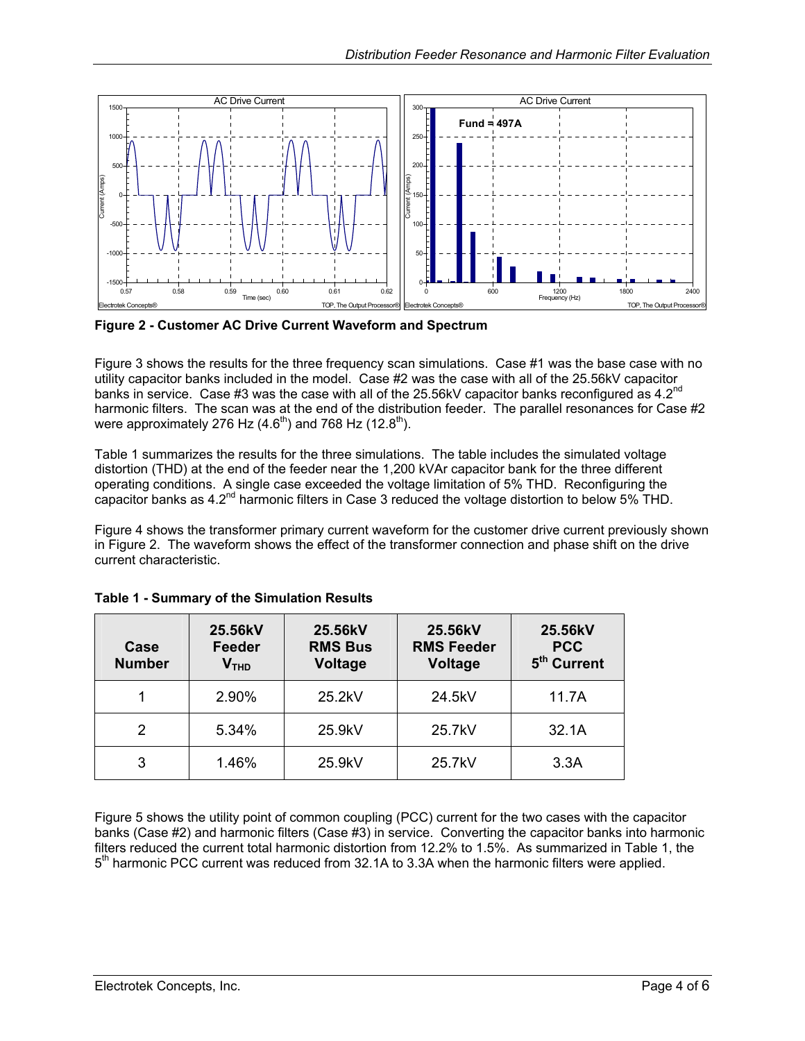**Figure 2 - Customer AC Drive Current Waveform and Spectrum**

Figure 3 shows the results for the three frequency scan simulations. Case #1 was the base case with no utility capacitor banks included in the model. Case #2 was the case with all of the 25.56kV capacitor banks in service. Case #3 was the case with all of the 25.56kV capacitor banks reconfigured as 4.2nd harmonic filters. The scan was at the end of the distribution feeder. The parallel resonances for Case #2 were approximately 276 Hz (4.6th) and 768 Hz (12.8th).

Table 1 summarizes the results for the three simulations. The table includes the simulated voltage distortion (THD) at the end of the feeder near the 1,200 kVAr capacitor bank for the three different operating conditions. A single case exceeded the voltage limitation of 5% THD. Reconfiguring the capacitor banks as 4.2nd harmonic filters in Case 3 reduced the voltage distortion to below 5% THD.

Figure 4 shows the transformer primary current waveform for the customer drive current previously shown in Figure 2. The waveform shows the effect of the transformer connection and phase shift on the drive current characteristic.

**Table 1 - Summary of the Simulation Results**

| Case Number | 25.56kV Feeder $V_{THD}$ | 25.56kV RMS Bus Voltage | 25.56kV RMS Feeder Voltage | 25.56kV PCC 5th Current |
|---|---|---|---|---|
| 1 | 2.90% | 25.2kV | 24.5kV | 11.7A |
| 2 | 5.34% | 25.9kV | 25.7kV | 32.1A |
| 3 | 1.46% | 25.9kV | 25.7kV | 3.3A |

Figure 5 shows the utility point of common coupling (PCC) current for the two cases with the capacitor banks (Case #2) and harmonic filters (Case #3) in service. Converting the capacitor banks into harmonic filters reduced the current total harmonic distortion from 12.2% to 1.5%. As summarized in Table 1, the 5th harmonic PCC current was reduced from 32.1A to 3.3A when the harmonic filters were applied.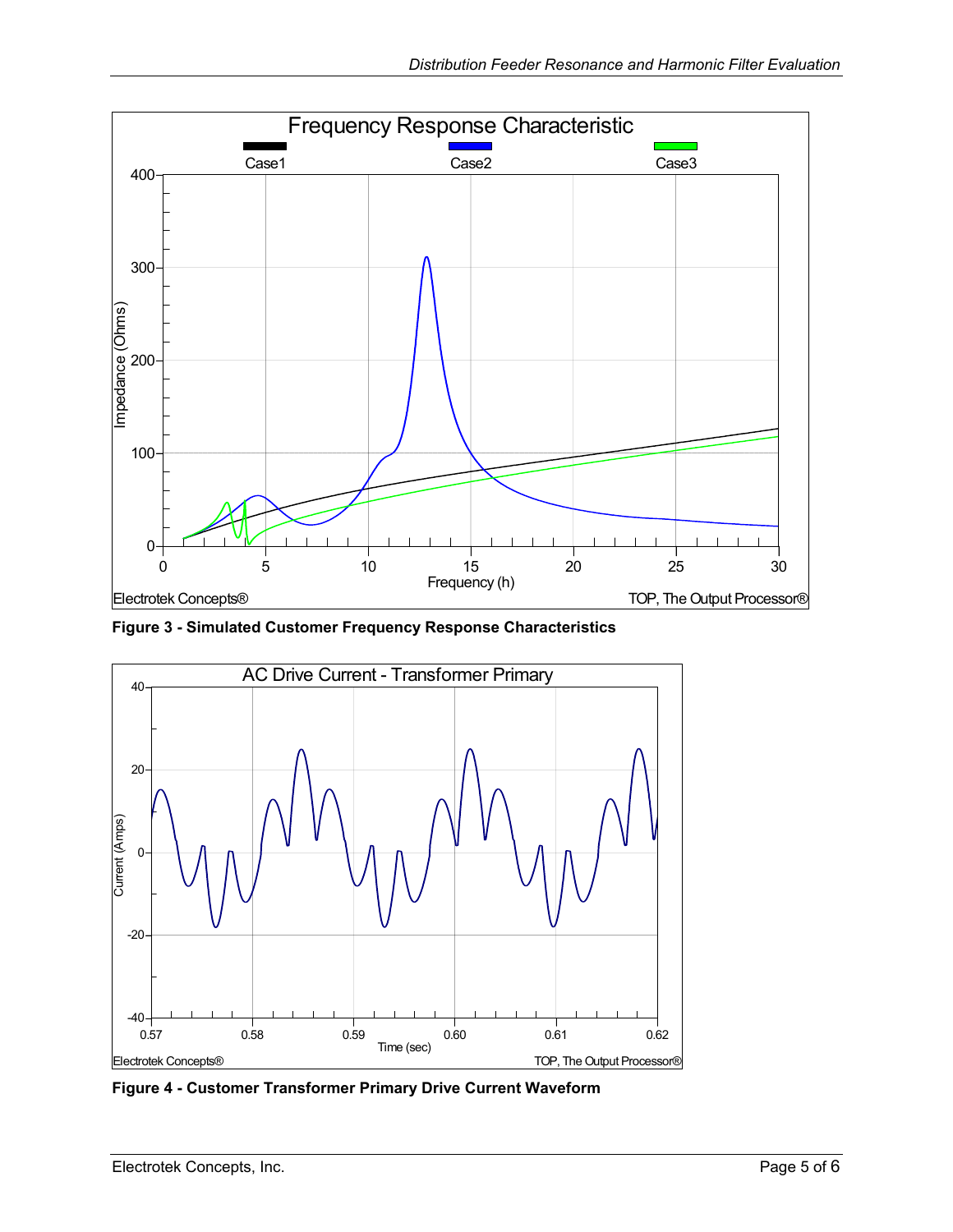**Figure 3 - Simulated Customer Frequency Response Characteristics**

**Figure 4 - Customer Transformer Primary Drive Current Waveform**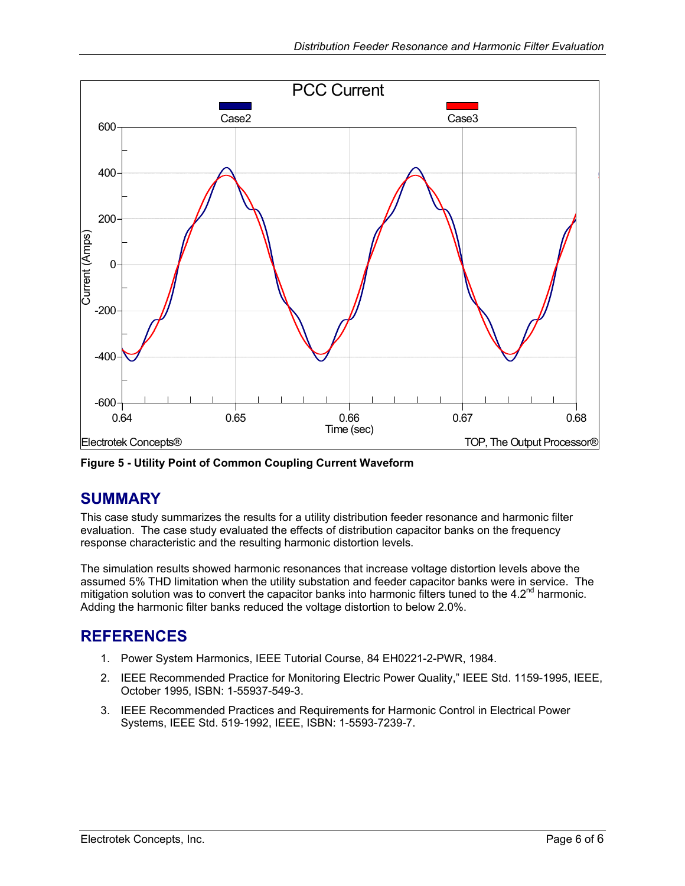PCC Current

Case2

Case3

600

400

200

0

-200

-400

-600

Current (Amps)

0.64

0.65

0.66

0.67

0.68

Time (sec)

Electrotek Concepts®

TOP, The Output Processor®

**Figure 5 - Utility Point of Common Coupling Current Waveform**

## SUMMARY

This case study summarizes the results for a utility distribution feeder resonance and harmonic filter evaluation. The case study evaluated the effects of distribution capacitor banks on the frequency response characteristic and the resulting harmonic distortion levels.

The simulation results showed harmonic resonances that increase voltage distortion levels above the assumed 5% THD limitation when the utility substation and feeder capacitor banks were in service. The mitigation solution was to convert the capacitor banks into harmonic filters tuned to the 4.2nd harmonic. Adding the harmonic filter banks reduced the voltage distortion to below 2.0%.

## REFERENCES

1. Power System Harmonics, IEEE Tutorial Course, 84 EH0221-2-PWR, 1984.
2. IEEE Recommended Practice for Monitoring Electric Power Quality," IEEE Std. 1159-1995, IEEE, October 1995, ISBN: 1-55937-549-3.
3. IEEE Recommended Practices and Requirements for Harmonic Control in Electrical Power Systems, IEEE Std. 519-1992, IEEE, ISBN: 1-5593-7239-7.